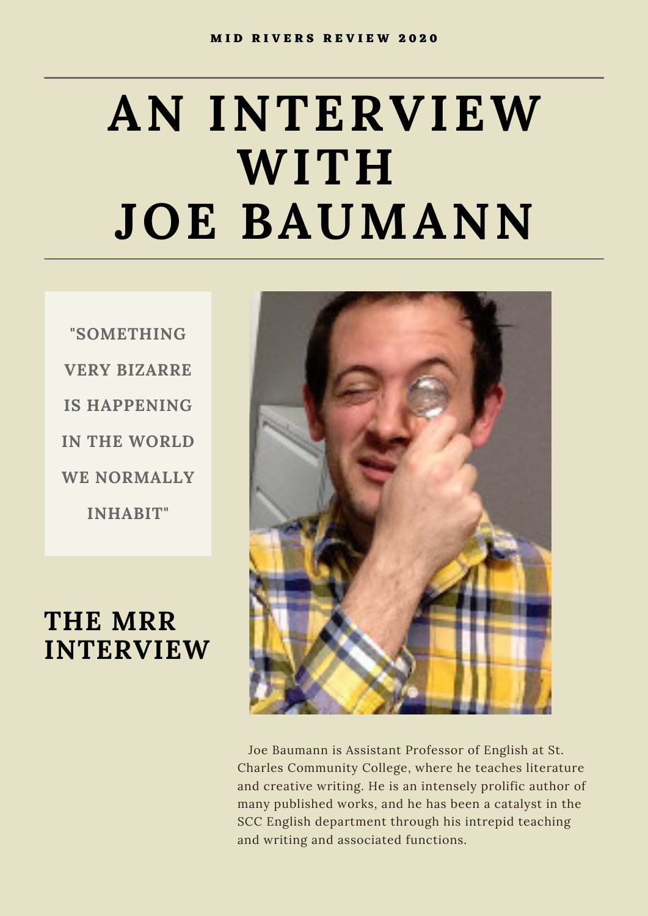MID RIVERS REVIEW 2020

# AN INTERVIEW WITH JOE BAUMANN

"SOMETHING VERY BIZARRE IS HAPPENING IN THE WORLD WE NORMALLY INHABIT"

## THE MRR INTERVIEW

Joe Baumann is Assistant Professor of English at St. Charles Community College, where he teaches literature and creative writing. He is an intensely prolific author of many published works, and he has been a catalyst in the SCC English department through his intrepid teaching and writing and associated functions.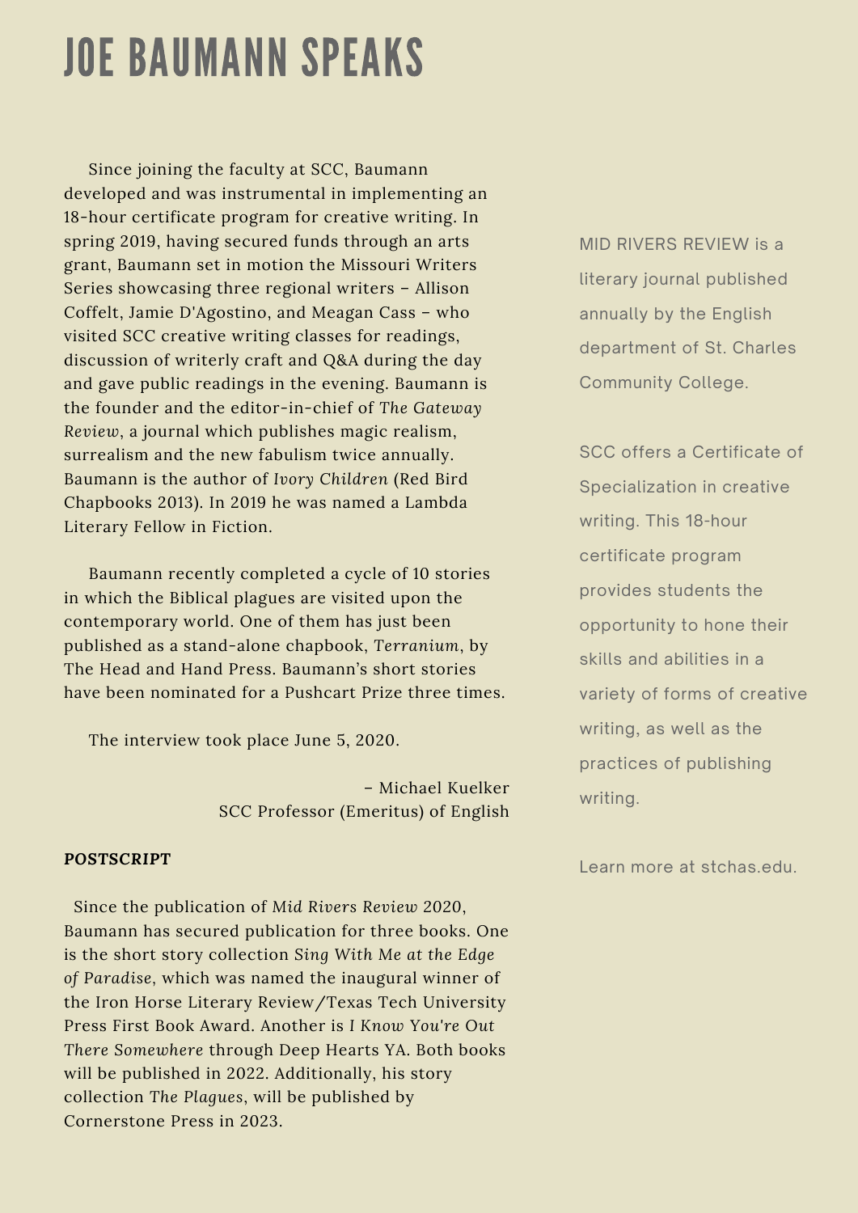# JOE BAUMANN SPEAKS

Since joining the faculty at SCC, Baumann developed and was instrumental in implementing an 18-hour certificate program for creative writing. In spring 2019, having secured funds through an arts grant, Baumann set in motion the Missouri Writers Series showcasing three regional writers – Allison Coffelt, Jamie D'Agostino, and Meagan Cass – who visited SCC creative writing classes for readings, discussion of writerly craft and Q&A during the day and gave public readings in the evening. Baumann is the founder and the editor-in-chief of *The Gateway Review*, a journal which publishes magic realism, surrealism and the new fabulism twice annually. Baumann is the author of *Ivory Children* (Red Bird Chapbooks 2013). In 2019 he was named a Lambda Literary Fellow in Fiction.

Baumann recently completed a cycle of 10 stories in which the Biblical plagues are visited upon the contemporary world. One of them has just been published as a stand-alone chapbook, *Terranium*, by The Head and Hand Press. Baumann's short stories have been nominated for a Pushcart Prize three times.

The interview took place June 5, 2020.

– Michael Kuelker
SCC Professor (Emeritus) of English

**POSTSCRIPT**

Since the publication of *Mid Rivers Review* 2020, Baumann has secured publication for three books. One is the short story collection *Sing With Me at the Edge of Paradise*, which was named the inaugural winner of the Iron Horse Literary Review/Texas Tech University Press First Book Award. Another is *I Know You're Out There Somewhere* through Deep Hearts YA. Both books will be published in 2022. Additionally, his story collection *The Plagues*, will be published by Cornerstone Press in 2023.

MID RIVERS REVIEW is a literary journal published annually by the English department of St. Charles Community College.

SCC offers a Certificate of Specialization in creative writing. This 18-hour certificate program provides students the opportunity to hone their skills and abilities in a variety of forms of creative writing, as well as the practices of publishing writing.

Learn more at stchas.edu.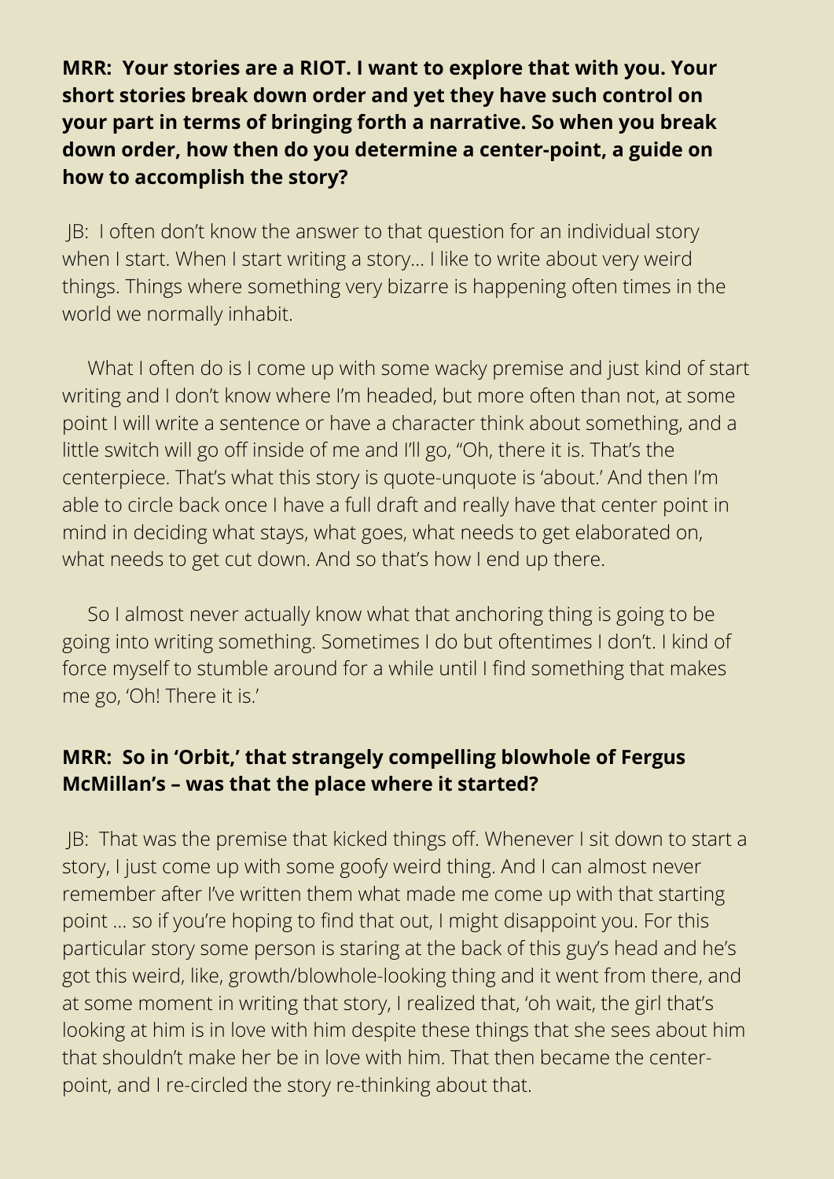**MRR: Your stories are a RIOT. I want to explore that with you. Your short stories break down order and yet they have such control on your part in terms of bringing forth a narrative. So when you break down order, how then do you determine a center-point, a guide on how to accomplish the story?**

JB: I often don't know the answer to that question for an individual story when I start. When I start writing a story… I like to write about very weird things. Things where something very bizarre is happening often times in the world we normally inhabit.

What I often do is I come up with some wacky premise and just kind of start writing and I don't know where I'm headed, but more often than not, at some point I will write a sentence or have a character think about something, and a little switch will go off inside of me and I'll go, "Oh, there it is. That's the centerpiece. That's what this story is quote-unquote is 'about.' And then I'm able to circle back once I have a full draft and really have that center point in mind in deciding what stays, what goes, what needs to get elaborated on, what needs to get cut down. And so that's how I end up there.

So I almost never actually know what that anchoring thing is going to be going into writing something. Sometimes I do but oftentimes I don't. I kind of force myself to stumble around for a while until I find something that makes me go, 'Oh! There it is.'

**MRR: So in 'Orbit,' that strangely compelling blowhole of Fergus McMillan's – was that the place where it started?**

JB: That was the premise that kicked things off. Whenever I sit down to start a story, I just come up with some goofy weird thing. And I can almost never remember after I've written them what made me come up with that starting point … so if you're hoping to find that out, I might disappoint you. For this particular story some person is staring at the back of this guy's head and he's got this weird, like, growth/blowhole-looking thing and it went from there, and at some moment in writing that story, I realized that, 'oh wait, the girl that's looking at him is in love with him despite these things that she sees about him that shouldn't make her be in love with him. That then became the center-point, and I re-circled the story re-thinking about that.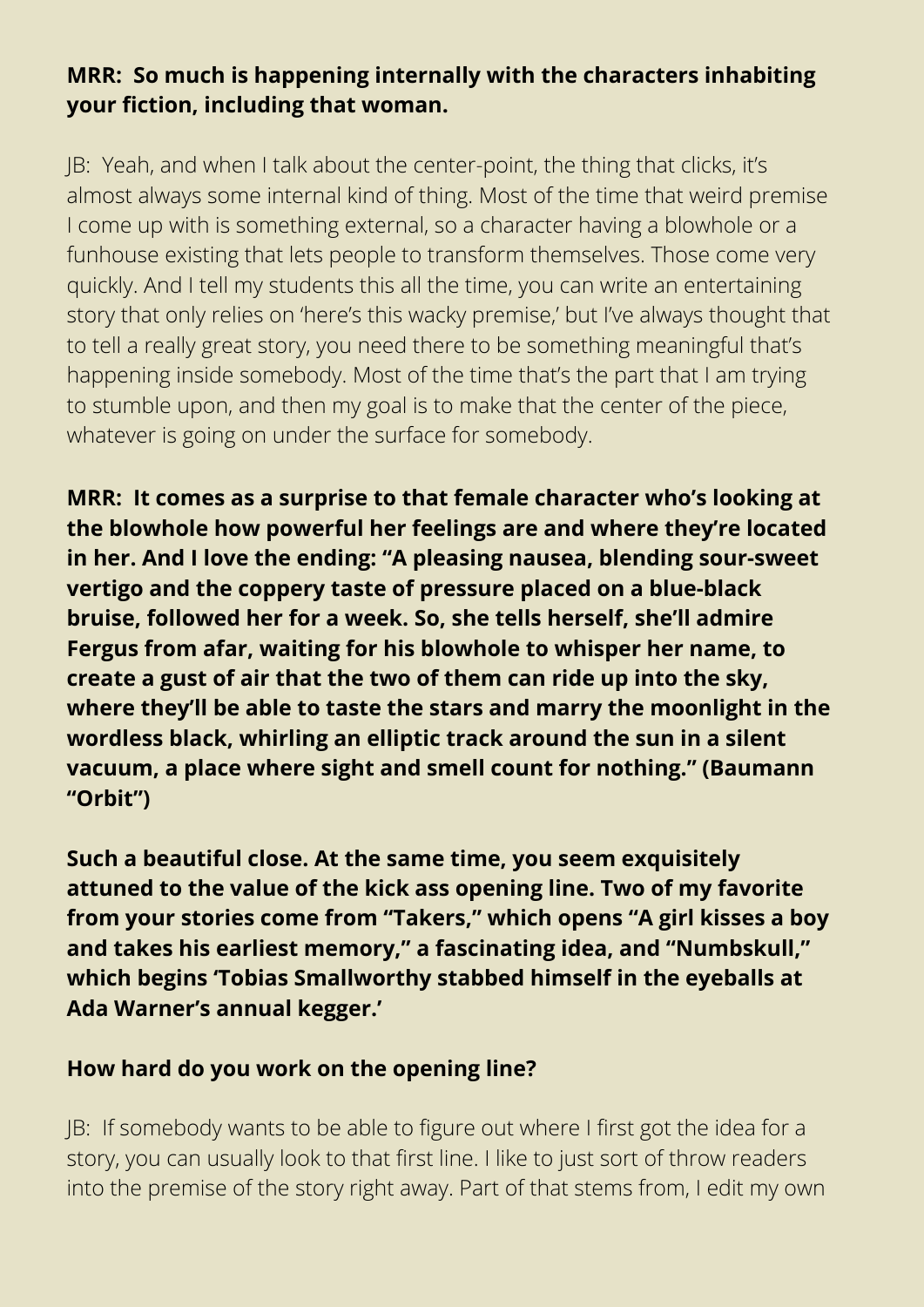**MRR:  So much is happening internally with the characters inhabiting your fiction, including that woman.**

JB:  Yeah, and when I talk about the center-point, the thing that clicks, it's almost always some internal kind of thing. Most of the time that weird premise I come up with is something external, so a character having a blowhole or a funhouse existing that lets people to transform themselves. Those come very quickly. And I tell my students this all the time, you can write an entertaining story that only relies on 'here's this wacky premise,' but I've always thought that to tell a really great story, you need there to be something meaningful that's happening inside somebody. Most of the time that's the part that I am trying to stumble upon, and then my goal is to make that the center of the piece, whatever is going on under the surface for somebody.

**MRR:  It comes as a surprise to that female character who's looking at the blowhole how powerful her feelings are and where they're located in her. And I love the ending: "A pleasing nausea, blending sour-sweet vertigo and the coppery taste of pressure placed on a blue-black bruise, followed her for a week. So, she tells herself, she'll admire Fergus from afar, waiting for his blowhole to whisper her name, to create a gust of air that the two of them can ride up into the sky, where they'll be able to taste the stars and marry the moonlight in the wordless black, whirling an elliptic track around the sun in a silent vacuum, a place where sight and smell count for nothing." (Baumann "Orbit")**

**Such a beautiful close. At the same time, you seem exquisitely attuned to the value of the kick ass opening line. Two of my favorite from your stories come from "Takers," which opens "A girl kisses a boy and takes his earliest memory," a fascinating idea, and "Numbskull," which begins 'Tobias Smallworthy stabbed himself in the eyeballs at Ada Warner's annual kegger.'**

**How hard do you work on the opening line?**

JB:  If somebody wants to be able to figure out where I first got the idea for a story, you can usually look to that first line. I like to just sort of throw readers into the premise of the story right away. Part of that stems from, I edit my own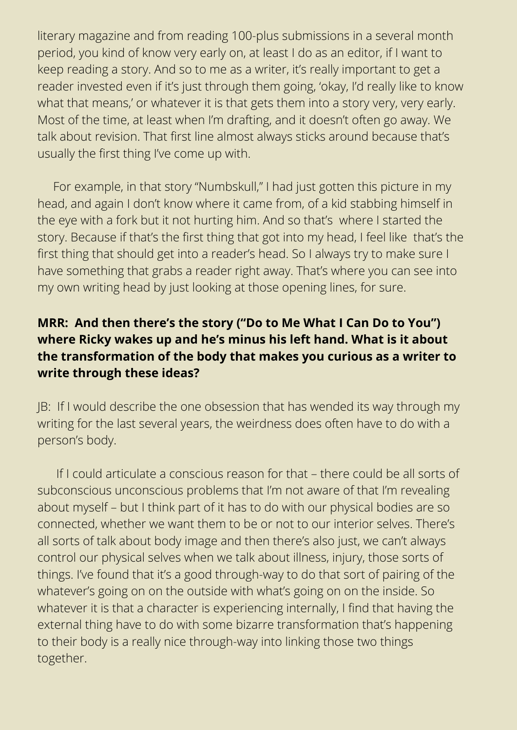literary magazine and from reading 100-plus submissions in a several month period, you kind of know very early on, at least I do as an editor, if I want to keep reading a story. And so to me as a writer, it's really important to get a reader invested even if it's just through them going, 'okay, I'd really like to know what that means,' or whatever it is that gets them into a story very, very early. Most of the time, at least when I'm drafting, and it doesn't often go away. We talk about revision. That first line almost always sticks around because that's usually the first thing I've come up with.

For example, in that story "Numbskull," I had just gotten this picture in my head, and again I don't know where it came from, of a kid stabbing himself in the eye with a fork but it not hurting him. And so that's where I started the story. Because if that's the first thing that got into my head, I feel like that's the first thing that should get into a reader's head. So I always try to make sure I have something that grabs a reader right away. That's where you can see into my own writing head by just looking at those opening lines, for sure.

**MRR: And then there's the story ("Do to Me What I Can Do to You") where Ricky wakes up and he's minus his left hand. What is it about the transformation of the body that makes you curious as a writer to write through these ideas?**

JB: If I would describe the one obsession that has wended its way through my writing for the last several years, the weirdness does often have to do with a person's body.

If I could articulate a conscious reason for that – there could be all sorts of subconscious unconscious problems that I'm not aware of that I'm revealing about myself – but I think part of it has to do with our physical bodies are so connected, whether we want them to be or not to our interior selves. There's all sorts of talk about body image and then there's also just, we can't always control our physical selves when we talk about illness, injury, those sorts of things. I've found that it's a good through-way to do that sort of pairing of the whatever's going on on the outside with what's going on on the inside. So whatever it is that a character is experiencing internally, I find that having the external thing have to do with some bizarre transformation that's happening to their body is a really nice through-way into linking those two things together.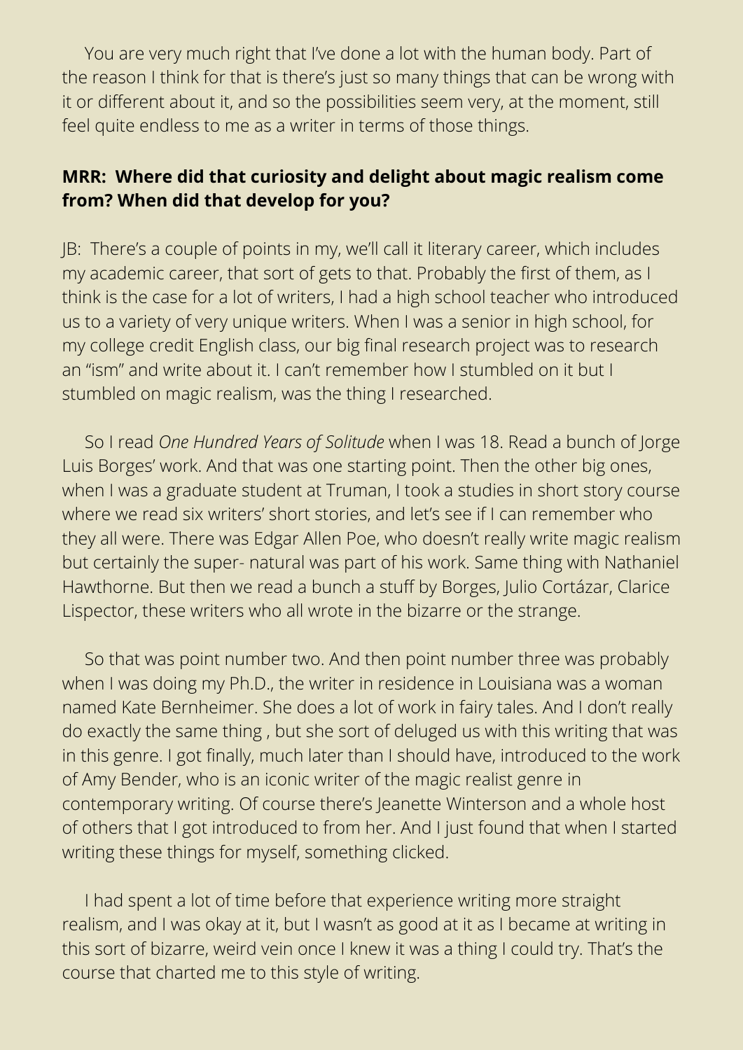You are very much right that I've done a lot with the human body. Part of the reason I think for that is there's just so many things that can be wrong with it or different about it, and so the possibilities seem very, at the moment, still feel quite endless to me as a writer in terms of those things.

**MRR: Where did that curiosity and delight about magic realism come from? When did that develop for you?**

JB: There's a couple of points in my, we'll call it literary career, which includes my academic career, that sort of gets to that. Probably the first of them, as I think is the case for a lot of writers, I had a high school teacher who introduced us to a variety of very unique writers. When I was a senior in high school, for my college credit English class, our big final research project was to research an "ism" and write about it. I can't remember how I stumbled on it but I stumbled on magic realism, was the thing I researched.

So I read *One Hundred Years of Solitude* when I was 18. Read a bunch of Jorge Luis Borges' work. And that was one starting point. Then the other big ones, when I was a graduate student at Truman, I took a studies in short story course where we read six writers' short stories, and let's see if I can remember who they all were. There was Edgar Allen Poe, who doesn't really write magic realism but certainly the super- natural was part of his work. Same thing with Nathaniel Hawthorne. But then we read a bunch a stuff by Borges, Julio Cortázar, Clarice Lispector, these writers who all wrote in the bizarre or the strange.

So that was point number two. And then point number three was probably when I was doing my Ph.D., the writer in residence in Louisiana was a woman named Kate Bernheimer. She does a lot of work in fairy tales. And I don't really do exactly the same thing , but she sort of deluged us with this writing that was in this genre. I got finally, much later than I should have, introduced to the work of Amy Bender, who is an iconic writer of the magic realist genre in contemporary writing. Of course there's Jeanette Winterson and a whole host of others that I got introduced to from her. And I just found that when I started writing these things for myself, something clicked.

I had spent a lot of time before that experience writing more straight realism, and I was okay at it, but I wasn't as good at it as I became at writing in this sort of bizarre, weird vein once I knew it was a thing I could try. That's the course that charted me to this style of writing.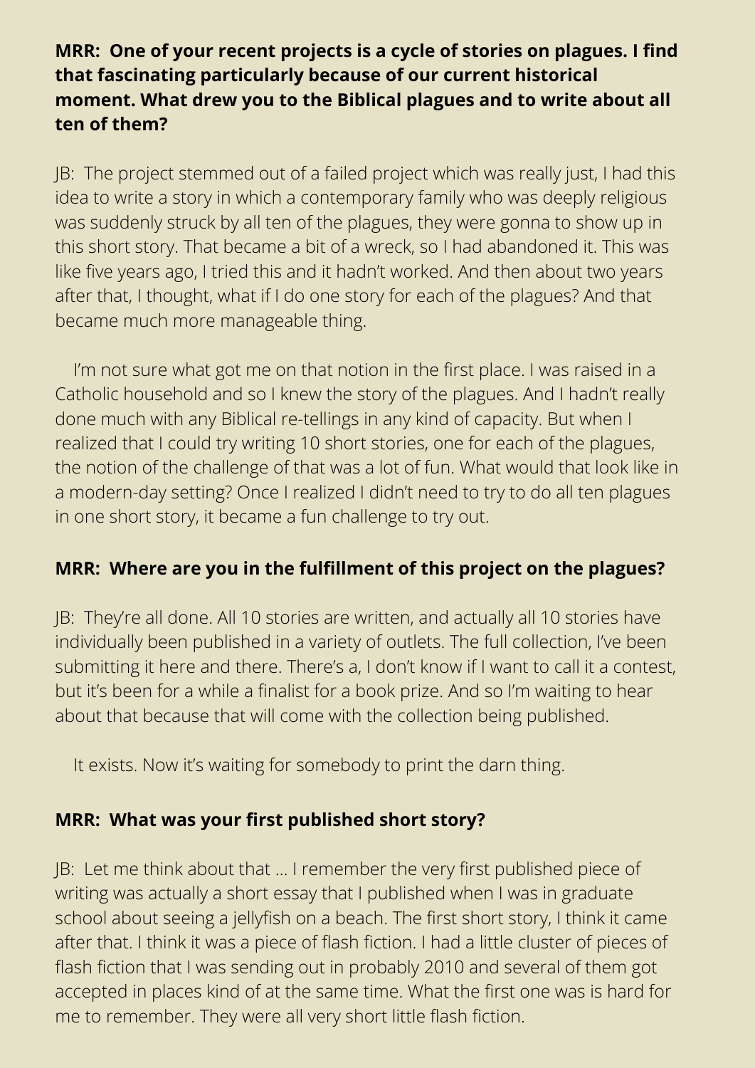**MRR: One of your recent projects is a cycle of stories on plagues. I find that fascinating particularly because of our current historical moment. What drew you to the Biblical plagues and to write about all ten of them?**

JB: The project stemmed out of a failed project which was really just, I had this idea to write a story in which a contemporary family who was deeply religious was suddenly struck by all ten of the plagues, they were gonna to show up in this short story. That became a bit of a wreck, so I had abandoned it. This was like five years ago, I tried this and it hadn't worked. And then about two years after that, I thought, what if I do one story for each of the plagues? And that became much more manageable thing.

I'm not sure what got me on that notion in the first place. I was raised in a Catholic household and so I knew the story of the plagues. And I hadn't really done much with any Biblical re-tellings in any kind of capacity. But when I realized that I could try writing 10 short stories, one for each of the plagues, the notion of the challenge of that was a lot of fun. What would that look like in a modern-day setting? Once I realized I didn't need to try to do all ten plagues in one short story, it became a fun challenge to try out.

**MRR: Where are you in the fulfillment of this project on the plagues?**

JB: They're all done. All 10 stories are written, and actually all 10 stories have individually been published in a variety of outlets. The full collection, I've been submitting it here and there. There's a, I don't know if I want to call it a contest, but it's been for a while a finalist for a book prize. And so I'm waiting to hear about that because that will come with the collection being published.

It exists. Now it's waiting for somebody to print the darn thing.

**MRR: What was your first published short story?**

JB: Let me think about that … I remember the very first published piece of writing was actually a short essay that I published when I was in graduate school about seeing a jellyfish on a beach. The first short story, I think it came after that. I think it was a piece of flash fiction. I had a little cluster of pieces of flash fiction that I was sending out in probably 2010 and several of them got accepted in places kind of at the same time. What the first one was is hard for me to remember. They were all very short little flash fiction.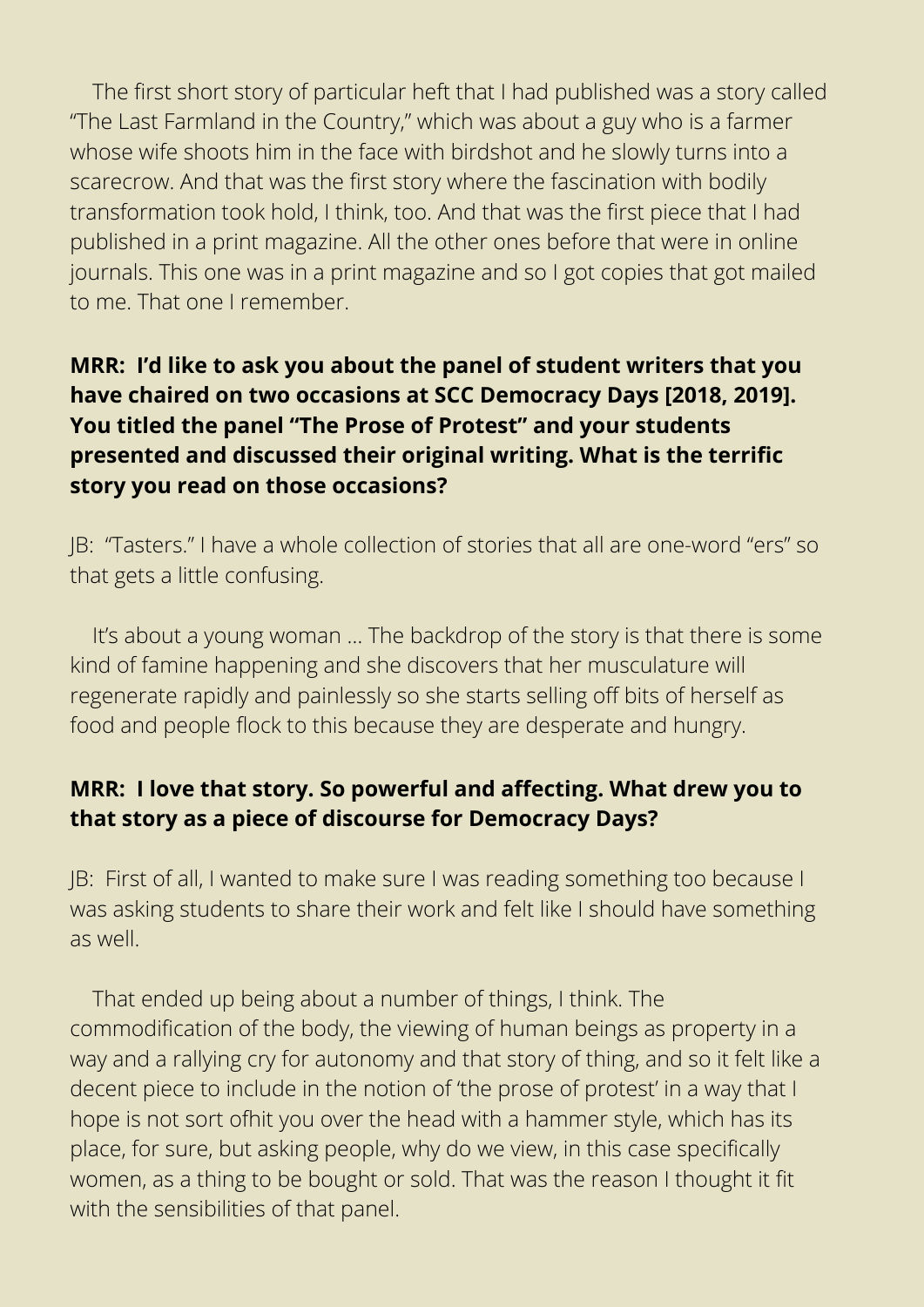The first short story of particular heft that I had published was a story called "The Last Farmland in the Country," which was about a guy who is a farmer whose wife shoots him in the face with birdshot and he slowly turns into a scarecrow. And that was the first story where the fascination with bodily transformation took hold, I think, too. And that was the first piece that I had published in a print magazine. All the other ones before that were in online journals. This one was in a print magazine and so I got copies that got mailed to me. That one I remember.

**MRR: I'd like to ask you about the panel of student writers that you have chaired on two occasions at SCC Democracy Days [2018, 2019]. You titled the panel "The Prose of Protest" and your students presented and discussed their original writing. What is the terrific story you read on those occasions?**

JB: "Tasters." I have a whole collection of stories that all are one-word "ers" so that gets a little confusing.

It's about a young woman ... The backdrop of the story is that there is some kind of famine happening and she discovers that her musculature will regenerate rapidly and painlessly so she starts selling off bits of herself as food and people flock to this because they are desperate and hungry.

**MRR: I love that story. So powerful and affecting. What drew you to that story as a piece of discourse for Democracy Days?**

JB: First of all, I wanted to make sure I was reading something too because I was asking students to share their work and felt like I should have something as well.

That ended up being about a number of things, I think. The commodification of the body, the viewing of human beings as property in a way and a rallying cry for autonomy and that story of thing, and so it felt like a decent piece to include in the notion of 'the prose of protest' in a way that I hope is not sort ofhit you over the head with a hammer style, which has its place, for sure, but asking people, why do we view, in this case specifically women, as a thing to be bought or sold. That was the reason I thought it fit with the sensibilities of that panel.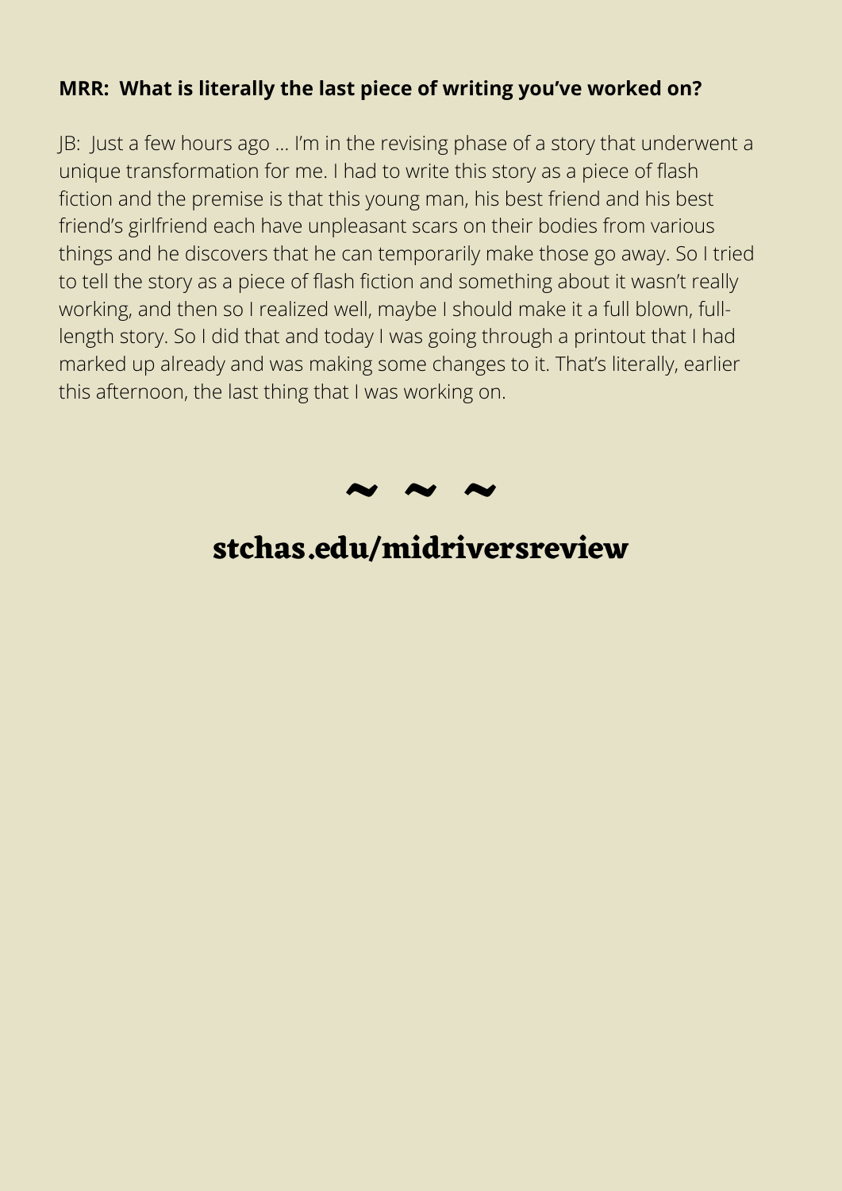**MRR: What is literally the last piece of writing you've worked on?**

JB: Just a few hours ago … I'm in the revising phase of a story that underwent a unique transformation for me. I had to write this story as a piece of flash fiction and the premise is that this young man, his best friend and his best friend's girlfriend each have unpleasant scars on their bodies from various things and he discovers that he can temporarily make those go away. So I tried to tell the story as a piece of flash fiction and something about it wasn't really working, and then so I realized well, maybe I should make it a full blown, full-length story. So I did that and today I was going through a printout that I had marked up already and was making some changes to it. That's literally, earlier this afternoon, the last thing that I was working on.

**~ ~ ~**

## stchas.edu/midriversreview